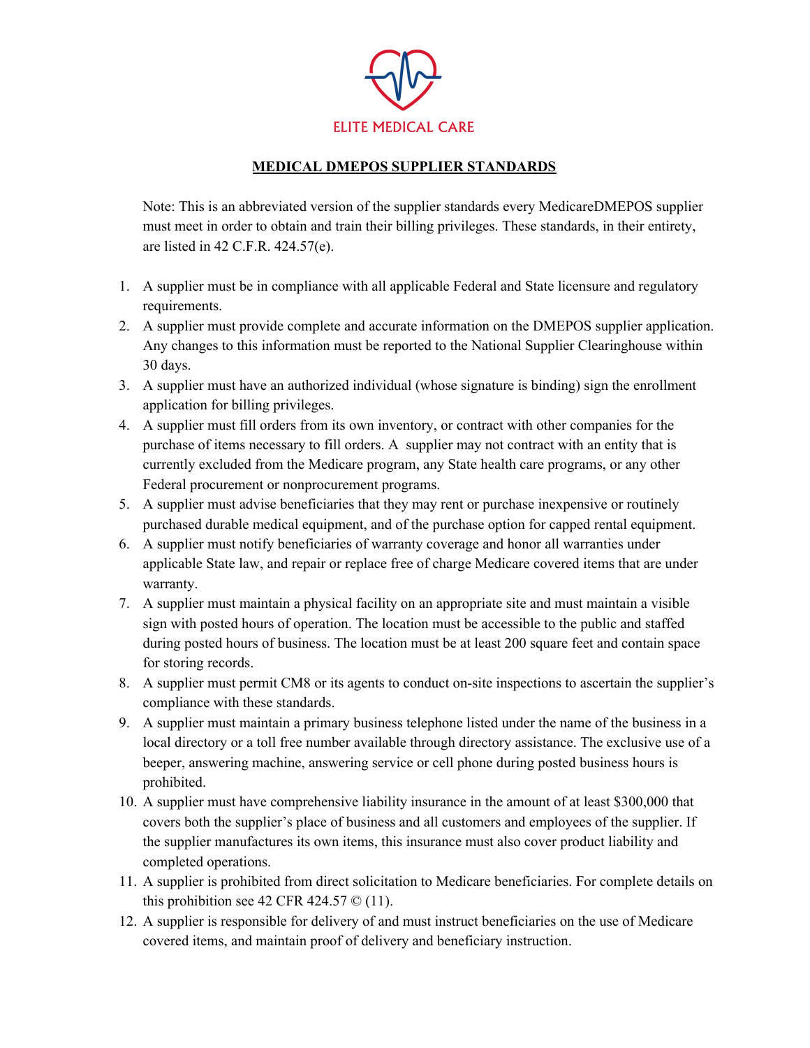ELITE MEDICAL CARE

# MEDICAL DMEPOS SUPPLIER STANDARDS

Note: This is an abbreviated version of the supplier standards every MedicareDMEPOS supplier must meet in order to obtain and train their billing privileges. These standards, in their entirety, are listed in 42 C.F.R. 424.57(e).

1. A supplier must be in compliance with all applicable Federal and State licensure and regulatory requirements.
2. A supplier must provide complete and accurate information on the DMEPOS supplier application. Any changes to this information must be reported to the National Supplier Clearinghouse within 30 days.
3. A supplier must have an authorized individual (whose signature is binding) sign the enrollment application for billing privileges.
4. A supplier must fill orders from its own inventory, or contract with other companies for the purchase of items necessary to fill orders. A supplier may not contract with an entity that is currently excluded from the Medicare program, any State health care programs, or any other Federal procurement or nonprocurement programs.
5. A supplier must advise beneficiaries that they may rent or purchase inexpensive or routinely purchased durable medical equipment, and of the purchase option for capped rental equipment.
6. A supplier must notify beneficiaries of warranty coverage and honor all warranties under applicable State law, and repair or replace free of charge Medicare covered items that are under warranty.
7. A supplier must maintain a physical facility on an appropriate site and must maintain a visible sign with posted hours of operation. The location must be accessible to the public and staffed during posted hours of business. The location must be at least 200 square feet and contain space for storing records.
8. A supplier must permit CM8 or its agents to conduct on-site inspections to ascertain the supplier's compliance with these standards.
9. A supplier must maintain a primary business telephone listed under the name of the business in a local directory or a toll free number available through directory assistance. The exclusive use of a beeper, answering machine, answering service or cell phone during posted business hours is prohibited.
10. A supplier must have comprehensive liability insurance in the amount of at least $300,000 that covers both the supplier's place of business and all customers and employees of the supplier. If the supplier manufactures its own items, this insurance must also cover product liability and completed operations.
11. A supplier is prohibited from direct solicitation to Medicare beneficiaries. For complete details on this prohibition see 42 CFR 424.57 © (11).
12. A supplier is responsible for delivery of and must instruct beneficiaries on the use of Medicare covered items, and maintain proof of delivery and beneficiary instruction.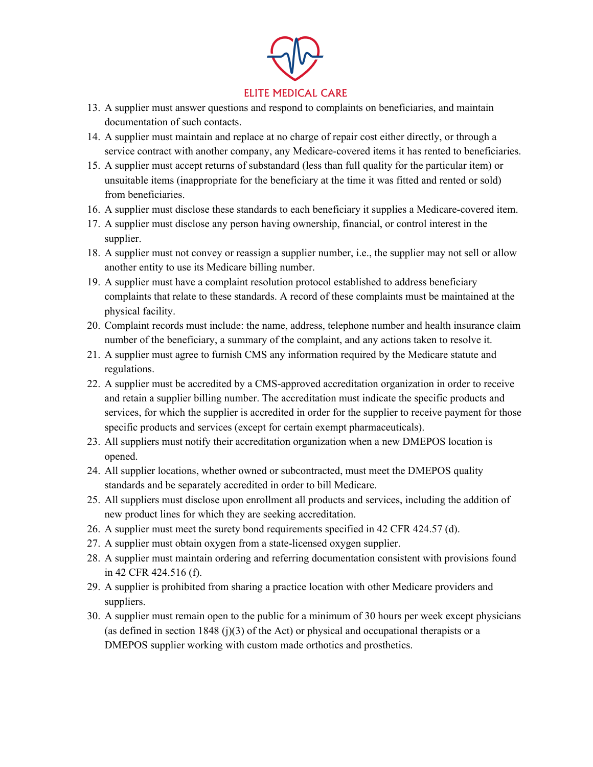ELITE MEDICAL CARE

13. A supplier must answer questions and respond to complaints on beneficiaries, and maintain documentation of such contacts.
14. A supplier must maintain and replace at no charge of repair cost either directly, or through a service contract with another company, any Medicare-covered items it has rented to beneficiaries.
15. A supplier must accept returns of substandard (less than full quality for the particular item) or unsuitable items (inappropriate for the beneficiary at the time it was fitted and rented or sold) from beneficiaries.
16. A supplier must disclose these standards to each beneficiary it supplies a Medicare-covered item.
17. A supplier must disclose any person having ownership, financial, or control interest in the supplier.
18. A supplier must not convey or reassign a supplier number, i.e., the supplier may not sell or allow another entity to use its Medicare billing number.
19. A supplier must have a complaint resolution protocol established to address beneficiary complaints that relate to these standards. A record of these complaints must be maintained at the physical facility.
20. Complaint records must include: the name, address, telephone number and health insurance claim number of the beneficiary, a summary of the complaint, and any actions taken to resolve it.
21. A supplier must agree to furnish CMS any information required by the Medicare statute and regulations.
22. A supplier must be accredited by a CMS-approved accreditation organization in order to receive and retain a supplier billing number. The accreditation must indicate the specific products and services, for which the supplier is accredited in order for the supplier to receive payment for those specific products and services (except for certain exempt pharmaceuticals).
23. All suppliers must notify their accreditation organization when a new DMEPOS location is opened.
24. All supplier locations, whether owned or subcontracted, must meet the DMEPOS quality standards and be separately accredited in order to bill Medicare.
25. All suppliers must disclose upon enrollment all products and services, including the addition of new product lines for which they are seeking accreditation.
26. A supplier must meet the surety bond requirements specified in 42 CFR 424.57 (d).
27. A supplier must obtain oxygen from a state-licensed oxygen supplier.
28. A supplier must maintain ordering and referring documentation consistent with provisions found in 42 CFR 424.516 (f).
29. A supplier is prohibited from sharing a practice location with other Medicare providers and suppliers.
30. A supplier must remain open to the public for a minimum of 30 hours per week except physicians (as defined in section 1848 (j)(3) of the Act) or physical and occupational therapists or a DMEPOS supplier working with custom made orthotics and prosthetics.